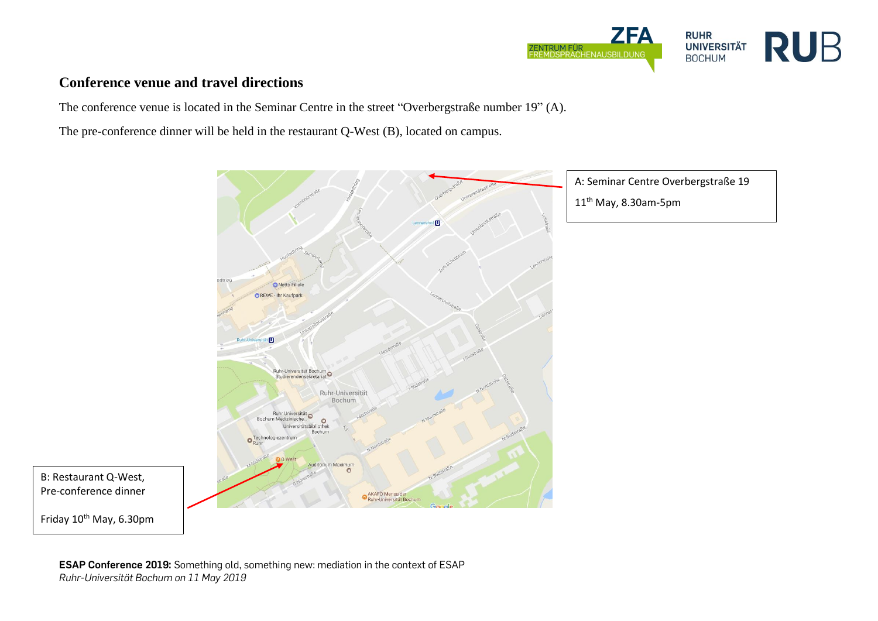## Conference venue and travel directions

The conference venue is located in the Seminar Centre in the street “Overbergstraße number 19” (A).

The pre-conference dinner will be held in the restaurant Q-West (B), located on campus.

A: Seminar Centre Overbergstraße 19

11th May, 8.30am-5pm

B: Restaurant Q-West,
Pre-conference dinner

Friday 10th May, 6.30pm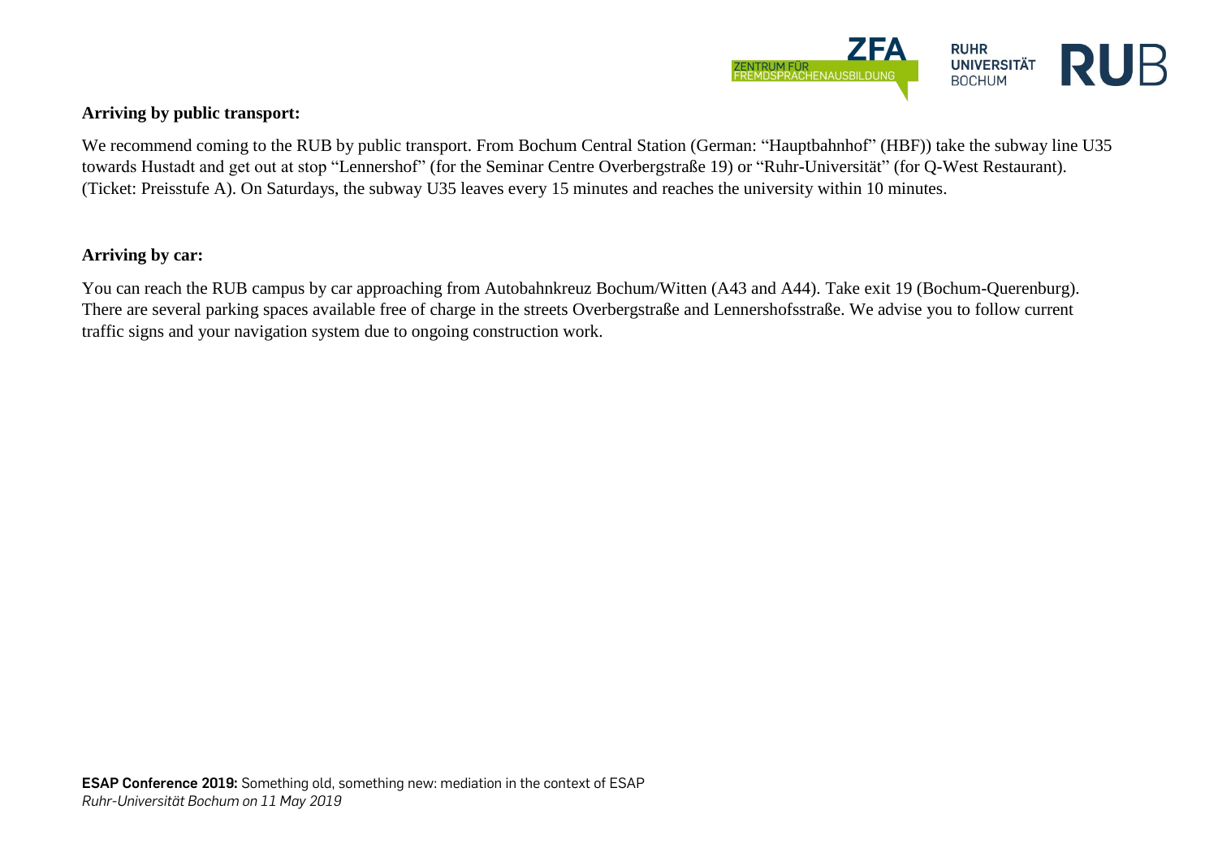**Arriving by public transport:**

We recommend coming to the RUB by public transport. From Bochum Central Station (German: "Hauptbahnhof" (HBF)) take the subway line U35 towards Hustadt and get out at stop "Lennershof" (for the Seminar Centre Overbergstraße 19) or "Ruhr-Universität" (for Q-West Restaurant). (Ticket: Preisstufe A). On Saturdays, the subway U35 leaves every 15 minutes and reaches the university within 10 minutes.

**Arriving by car:**

You can reach the RUB campus by car approaching from Autobahnkreuz Bochum/Witten (A43 and A44). Take exit 19 (Bochum-Querenburg). There are several parking spaces available free of charge in the streets Overbergstraße and Lennershofsstraße. We advise you to follow current traffic signs and your navigation system due to ongoing construction work.